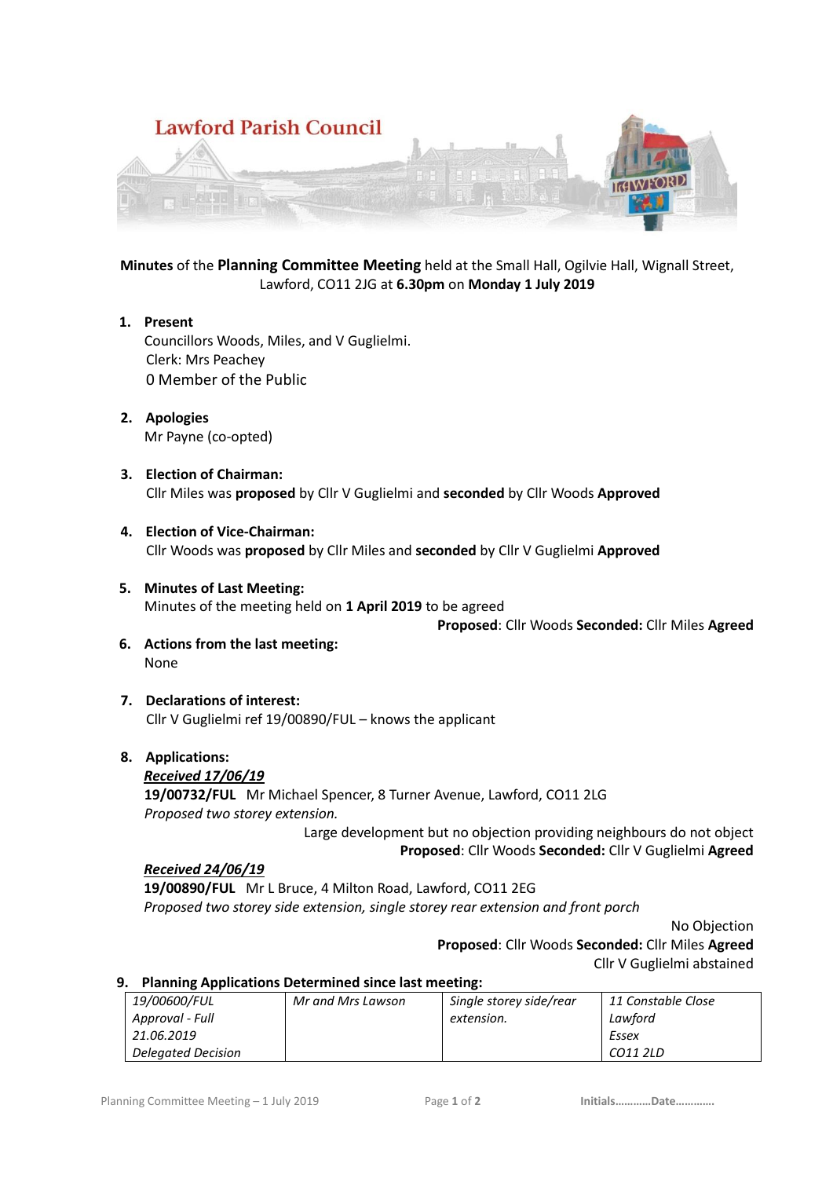# Lawford Parish Council

**Minutes** of the **Planning Committee Meeting** held at the Small Hall, Ogilvie Hall, Wignall Street, Lawford, CO11 2JG at **6.30pm** on **Monday 1 July 2019**

1. **Present**
   Councillors Woods, Miles, and V Guglielmi.
   Clerk: Mrs Peachey
   0 Member of the Public

2. **Apologies**
   Mr Payne (co-opted)

3. **Election of Chairman:**
   Cllr Miles was **proposed** by Cllr V Guglielmi and **seconded** by Cllr Woods **Approved**

4. **Election of Vice-Chairman:**
   Cllr Woods was **proposed** by Cllr Miles and **seconded** by Cllr V Guglielmi **Approved**

5. **Minutes of Last Meeting:**
   Minutes of the meeting held on **1 April 2019** to be agreed
   **Proposed**: Cllr Woods **Seconded:** Cllr Miles **Agreed**

6. **Actions from the last meeting:**
   None

7. **Declarations of interest:**
   Cllr V Guglielmi ref 19/00890/FUL – knows the applicant

8. **Applications:**

   ***Received 17/06/19***
   **19/00732/FUL** Mr Michael Spencer, 8 Turner Avenue, Lawford, CO11 2LG
   *Proposed two storey extension.*
   Large development but no objection providing neighbours do not object
   **Proposed**: Cllr Woods **Seconded:** Cllr V Guglielmi **Agreed**

   ***Received 24/06/19***
   **19/00890/FUL** Mr L Bruce, 4 Milton Road, Lawford, CO11 2EG
   *Proposed two storey side extension, single storey rear extension and front porch*
   No Objection
   **Proposed**: Cllr Woods **Seconded:** Cllr Miles **Agreed**
   Cllr V Guglielmi abstained

9. **Planning Applications Determined since last meeting:**

| | | | |
|---|---|---|---|
| *19/00600/FUL*<br>*Approval - Full*<br>*21.06.2019*<br>*Delegated Decision* | *Mr and Mrs Lawson* | *Single storey side/rear extension.* | *11 Constable Close*<br>*Lawford*<br>*Essex*<br>*CO11 2LD* |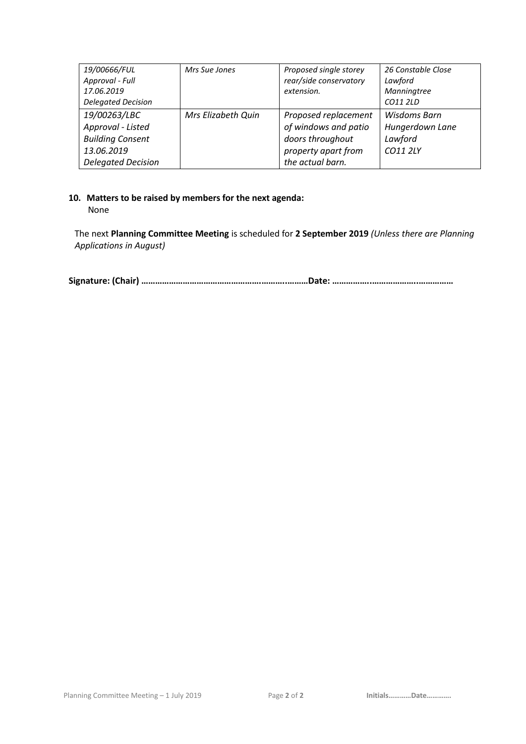| | | | |
|---|---|---|---|
| *19/00666/FUL Approval - Full 17.06.2019 Delegated Decision* | *Mrs Sue Jones* | *Proposed single storey rear/side conservatory extension.* | *26 Constable Close Lawford Manningtree CO11 2LD* |
| *19/00263/LBC Approval - Listed Building Consent 13.06.2019 Delegated Decision* | *Mrs Elizabeth Quin* | *Proposed replacement of windows and patio doors throughout property apart from the actual barn.* | *Wisdoms Barn Hungerdown Lane Lawford CO11 2LY* |

**10. Matters to be raised by members for the next agenda:**

None

The next **Planning Committee Meeting** is scheduled for **2 September 2019** *(Unless there are Planning Applications in August)*

**Signature: (Chair) ………………………………………………………..………Date: ……………..……………….……………**

Initials…………Date………….